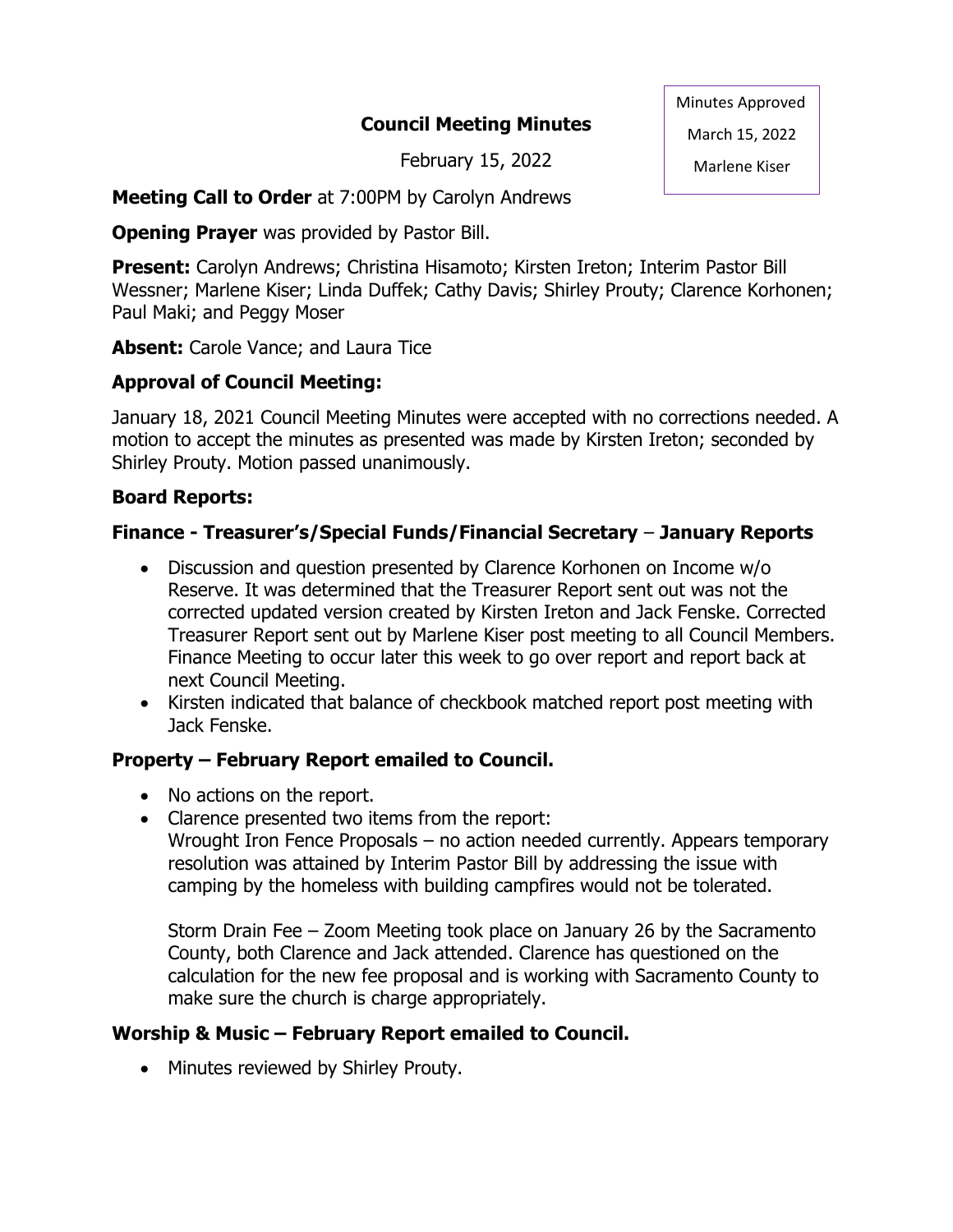Minutes Approved

March 15, 2022

Marlene Kiser

# Council Meeting Minutes

February 15, 2022

**Meeting Call to Order** at 7:00PM by Carolyn Andrews

**Opening Prayer** was provided by Pastor Bill.

**Present:** Carolyn Andrews; Christina Hisamoto; Kirsten Ireton; Interim Pastor Bill Wessner; Marlene Kiser; Linda Duffek; Cathy Davis; Shirley Prouty; Clarence Korhonen; Paul Maki; and Peggy Moser

**Absent:** Carole Vance; and Laura Tice

## Approval of Council Meeting:

January 18, 2021 Council Meeting Minutes were accepted with no corrections needed. A motion to accept the minutes as presented was made by Kirsten Ireton; seconded by Shirley Prouty. Motion passed unanimously.

## Board Reports:

### Finance - Treasurer's/Special Funds/Financial Secretary – January Reports

- Discussion and question presented by Clarence Korhonen on Income w/o Reserve. It was determined that the Treasurer Report sent out was not the corrected updated version created by Kirsten Ireton and Jack Fenske. Corrected Treasurer Report sent out by Marlene Kiser post meeting to all Council Members. Finance Meeting to occur later this week to go over report and report back at next Council Meeting.
- Kirsten indicated that balance of checkbook matched report post meeting with Jack Fenske.

### Property – February Report emailed to Council.

- No actions on the report.
- Clarence presented two items from the report:
  Wrought Iron Fence Proposals – no action needed currently. Appears temporary resolution was attained by Interim Pastor Bill by addressing the issue with camping by the homeless with building campfires would not be tolerated.

  Storm Drain Fee – Zoom Meeting took place on January 26 by the Sacramento County, both Clarence and Jack attended. Clarence has questioned on the calculation for the new fee proposal and is working with Sacramento County to make sure the church is charge appropriately.

### Worship & Music – February Report emailed to Council.

- Minutes reviewed by Shirley Prouty.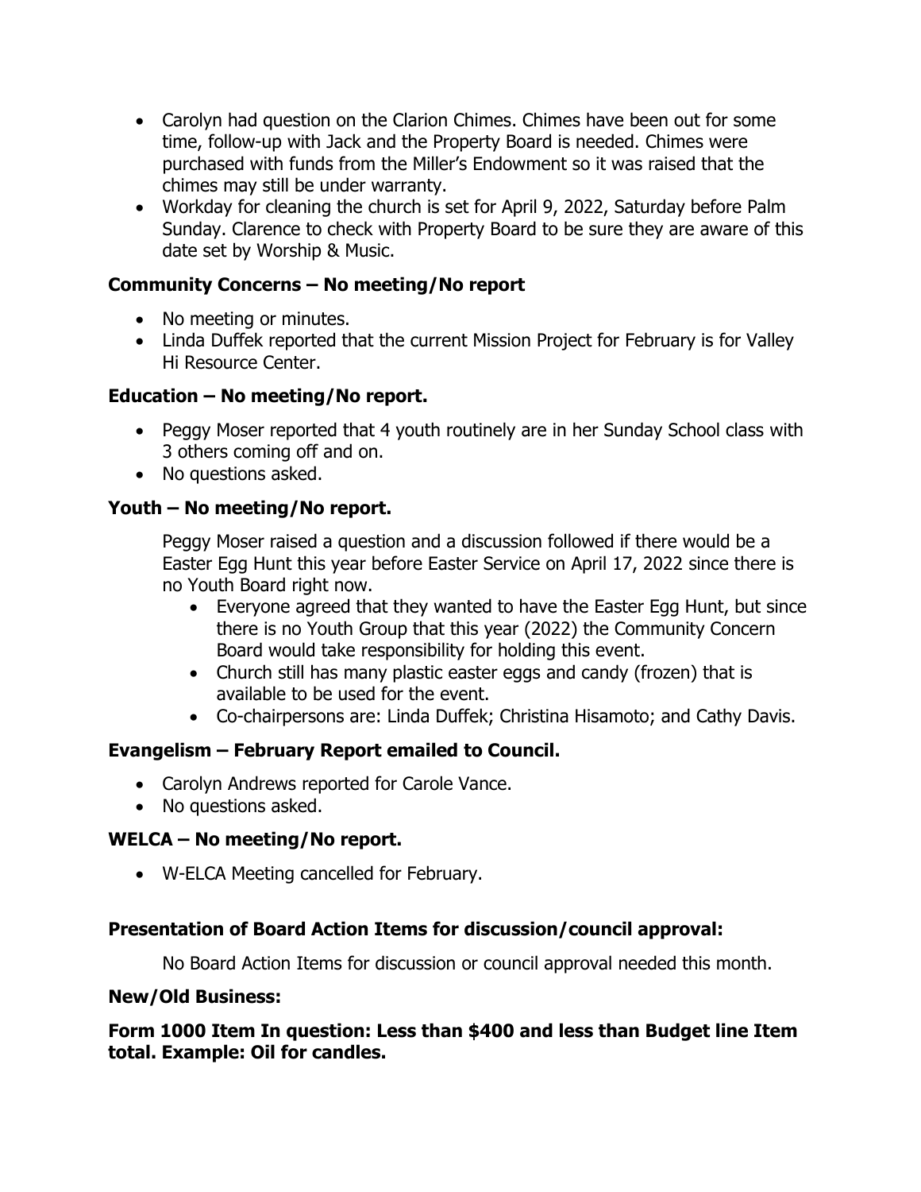- Carolyn had question on the Clarion Chimes. Chimes have been out for some time, follow-up with Jack and the Property Board is needed. Chimes were purchased with funds from the Miller's Endowment so it was raised that the chimes may still be under warranty.
- Workday for cleaning the church is set for April 9, 2022, Saturday before Palm Sunday. Clarence to check with Property Board to be sure they are aware of this date set by Worship & Music.

### Community Concerns – No meeting/No report

- No meeting or minutes.
- Linda Duffek reported that the current Mission Project for February is for Valley Hi Resource Center.

### Education – No meeting/No report.

- Peggy Moser reported that 4 youth routinely are in her Sunday School class with 3 others coming off and on.
- No questions asked.

### Youth – No meeting/No report.

Peggy Moser raised a question and a discussion followed if there would be a Easter Egg Hunt this year before Easter Service on April 17, 2022 since there is no Youth Board right now.

- Everyone agreed that they wanted to have the Easter Egg Hunt, but since there is no Youth Group that this year (2022) the Community Concern Board would take responsibility for holding this event.
- Church still has many plastic easter eggs and candy (frozen) that is available to be used for the event.
- Co-chairpersons are: Linda Duffek; Christina Hisamoto; and Cathy Davis.

### Evangelism – February Report emailed to Council.

- Carolyn Andrews reported for Carole Vance.
- No questions asked.

### WELCA – No meeting/No report.

- W-ELCA Meeting cancelled for February.

### Presentation of Board Action Items for discussion/council approval:

No Board Action Items for discussion or council approval needed this month.

### New/Old Business:

### Form 1000 Item In question: Less than $400 and less than Budget line Item total. Example: Oil for candles.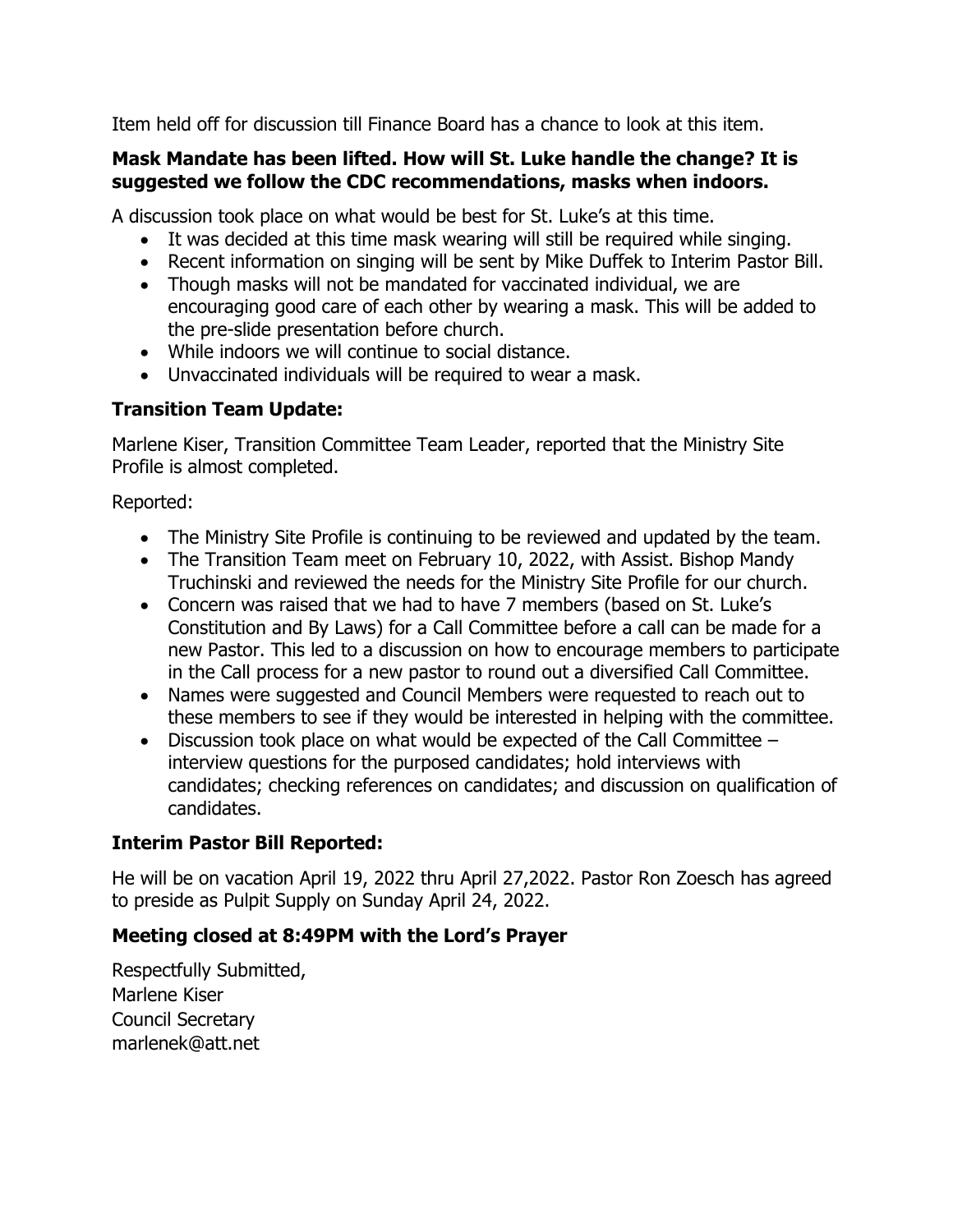Item held off for discussion till Finance Board has a chance to look at this item.

**Mask Mandate has been lifted. How will St. Luke handle the change? It is suggested we follow the CDC recommendations, masks when indoors.**

A discussion took place on what would be best for St. Luke's at this time.

- It was decided at this time mask wearing will still be required while singing.
- Recent information on singing will be sent by Mike Duffek to Interim Pastor Bill.
- Though masks will not be mandated for vaccinated individual, we are encouraging good care of each other by wearing a mask. This will be added to the pre-slide presentation before church.
- While indoors we will continue to social distance.
- Unvaccinated individuals will be required to wear a mask.

**Transition Team Update:**

Marlene Kiser, Transition Committee Team Leader, reported that the Ministry Site Profile is almost completed.

Reported:

- The Ministry Site Profile is continuing to be reviewed and updated by the team.
- The Transition Team meet on February 10, 2022, with Assist. Bishop Mandy Truchinski and reviewed the needs for the Ministry Site Profile for our church.
- Concern was raised that we had to have 7 members (based on St. Luke's Constitution and By Laws) for a Call Committee before a call can be made for a new Pastor. This led to a discussion on how to encourage members to participate in the Call process for a new pastor to round out a diversified Call Committee.
- Names were suggested and Council Members were requested to reach out to these members to see if they would be interested in helping with the committee.
- Discussion took place on what would be expected of the Call Committee – interview questions for the purposed candidates; hold interviews with candidates; checking references on candidates; and discussion on qualification of candidates.

**Interim Pastor Bill Reported:**

He will be on vacation April 19, 2022 thru April 27,2022. Pastor Ron Zoesch has agreed to preside as Pulpit Supply on Sunday April 24, 2022.

**Meeting closed at 8:49PM with the Lord's Prayer**

Respectfully Submitted,
Marlene Kiser
Council Secretary
marlenek@att.net